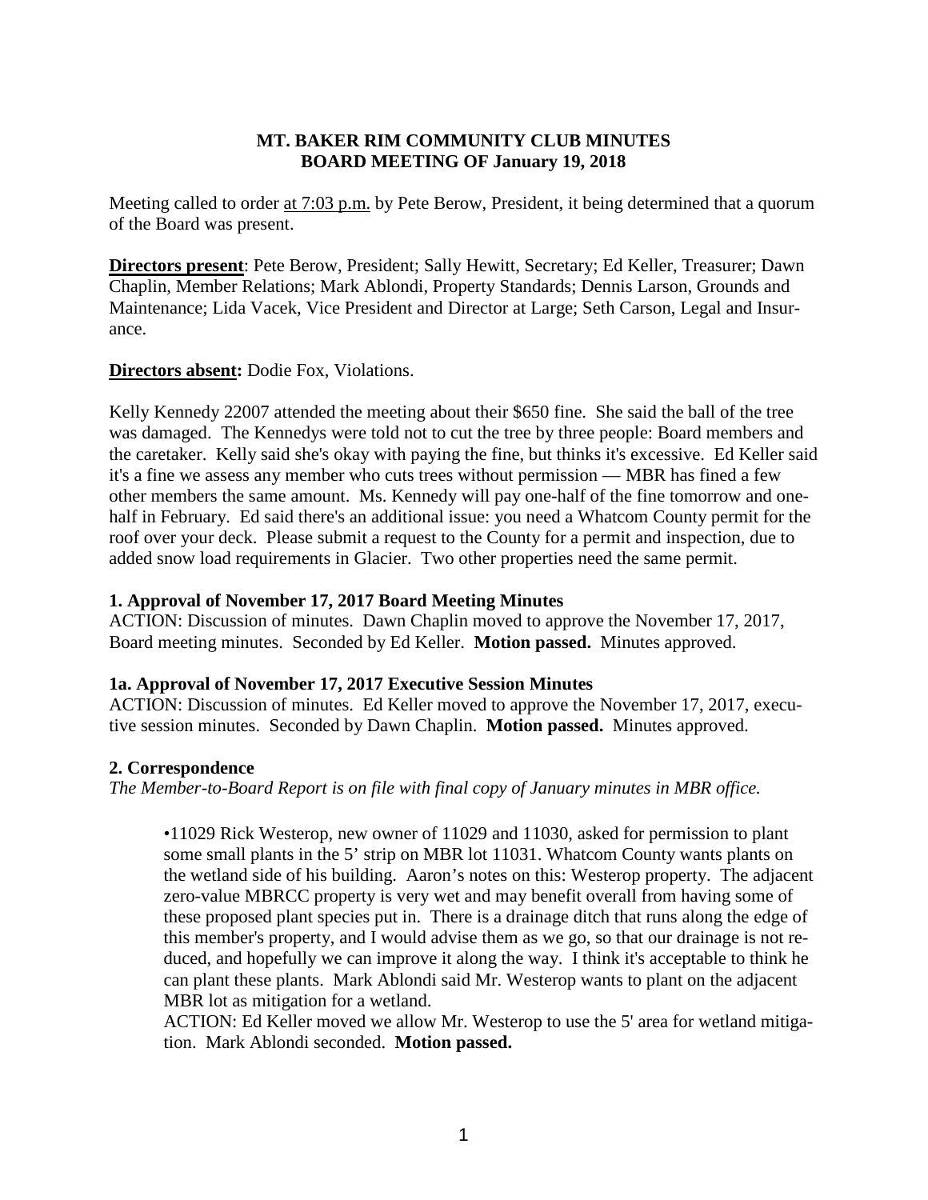**MT. BAKER RIM COMMUNITY CLUB MINUTES**
**BOARD MEETING OF January 19, 2018**

Meeting called to order at 7:03 p.m. by Pete Berow, President, it being determined that a quorum of the Board was present.

**Directors present**: Pete Berow, President; Sally Hewitt, Secretary; Ed Keller, Treasurer; Dawn Chaplin, Member Relations; Mark Ablondi, Property Standards; Dennis Larson, Grounds and Maintenance; Lida Vacek, Vice President and Director at Large; Seth Carson, Legal and Insurance.

**Directors absent:** Dodie Fox, Violations.

Kelly Kennedy 22007 attended the meeting about their $650 fine. She said the ball of the tree was damaged. The Kennedys were told not to cut the tree by three people: Board members and the caretaker. Kelly said she's okay with paying the fine, but thinks it's excessive. Ed Keller said it's a fine we assess any member who cuts trees without permission — MBR has fined a few other members the same amount. Ms. Kennedy will pay one-half of the fine tomorrow and one-half in February. Ed said there's an additional issue: you need a Whatcom County permit for the roof over your deck. Please submit a request to the County for a permit and inspection, due to added snow load requirements in Glacier. Two other properties need the same permit.

### 1. Approval of November 17, 2017 Board Meeting Minutes

ACTION: Discussion of minutes. Dawn Chaplin moved to approve the November 17, 2017, Board meeting minutes. Seconded by Ed Keller. **Motion passed.** Minutes approved.

### 1a. Approval of November 17, 2017 Executive Session Minutes

ACTION: Discussion of minutes. Ed Keller moved to approve the November 17, 2017, executive session minutes. Seconded by Dawn Chaplin. **Motion passed.** Minutes approved.

### 2. Correspondence

*The Member-to-Board Report is on file with final copy of January minutes in MBR office.*

- 11029 Rick Westerop, new owner of 11029 and 11030, asked for permission to plant some small plants in the 5' strip on MBR lot 11031. Whatcom County wants plants on the wetland side of his building. Aaron's notes on this: Westerop property. The adjacent zero-value MBRCC property is very wet and may benefit overall from having some of these proposed plant species put in. There is a drainage ditch that runs along the edge of this member's property, and I would advise them as we go, so that our drainage is not reduced, and hopefully we can improve it along the way. I think it's acceptable to think he can plant these plants. Mark Ablondi said Mr. Westerop wants to plant on the adjacent MBR lot as mitigation for a wetland.

  ACTION: Ed Keller moved we allow Mr. Westerop to use the 5' area for wetland mitigation. Mark Ablondi seconded. **Motion passed.**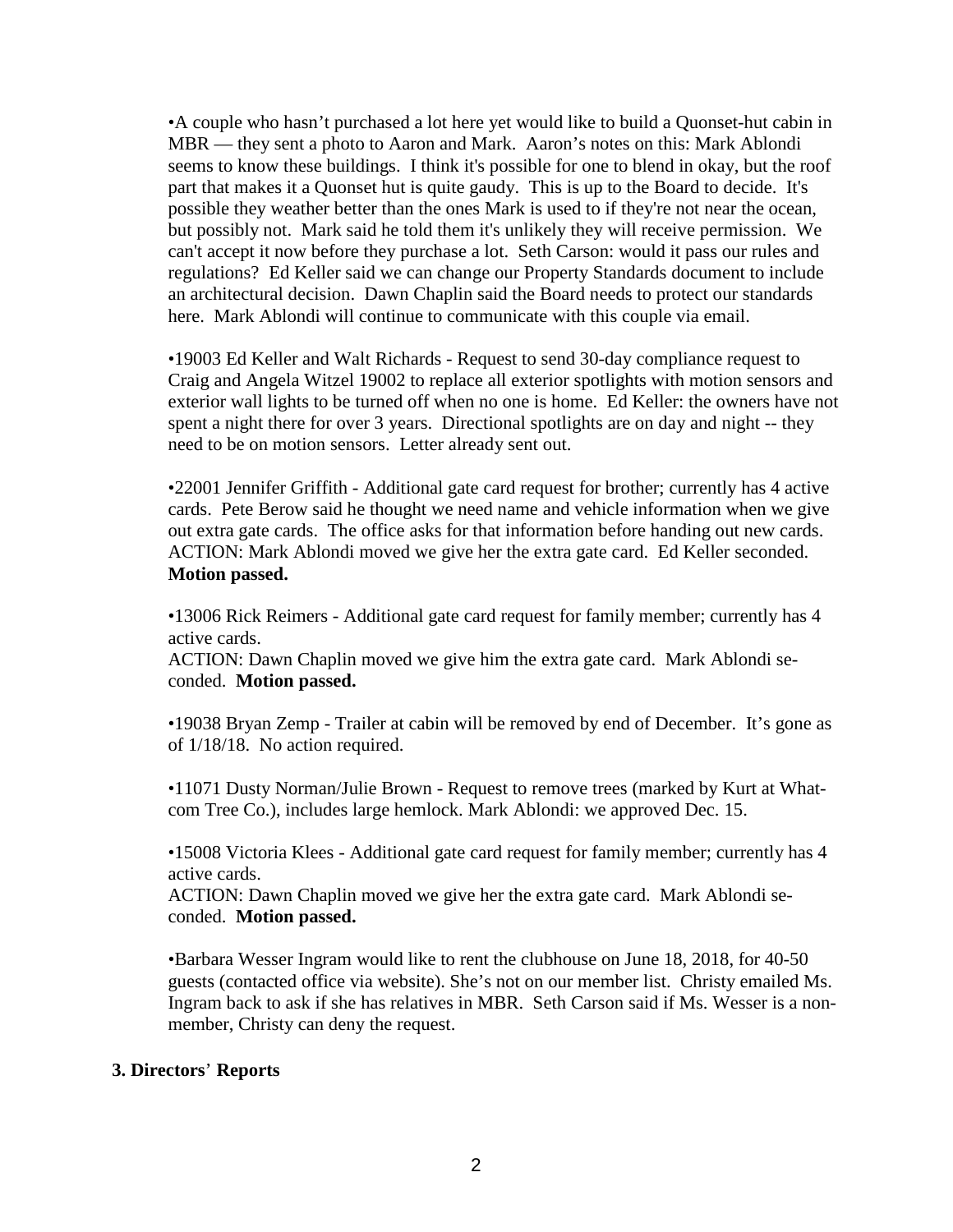•A couple who hasn't purchased a lot here yet would like to build a Quonset-hut cabin in MBR — they sent a photo to Aaron and Mark. Aaron's notes on this: Mark Ablondi seems to know these buildings. I think it's possible for one to blend in okay, but the roof part that makes it a Quonset hut is quite gaudy. This is up to the Board to decide. It's possible they weather better than the ones Mark is used to if they're not near the ocean, but possibly not. Mark said he told them it's unlikely they will receive permission. We can't accept it now before they purchase a lot. Seth Carson: would it pass our rules and regulations? Ed Keller said we can change our Property Standards document to include an architectural decision. Dawn Chaplin said the Board needs to protect our standards here. Mark Ablondi will continue to communicate with this couple via email.

•19003 Ed Keller and Walt Richards - Request to send 30-day compliance request to Craig and Angela Witzel 19002 to replace all exterior spotlights with motion sensors and exterior wall lights to be turned off when no one is home. Ed Keller: the owners have not spent a night there for over 3 years. Directional spotlights are on day and night -- they need to be on motion sensors. Letter already sent out.

•22001 Jennifer Griffith - Additional gate card request for brother; currently has 4 active cards. Pete Berow said he thought we need name and vehicle information when we give out extra gate cards. The office asks for that information before handing out new cards. ACTION: Mark Ablondi moved we give her the extra gate card. Ed Keller seconded. **Motion passed.**

•13006 Rick Reimers - Additional gate card request for family member; currently has 4 active cards.
ACTION: Dawn Chaplin moved we give him the extra gate card. Mark Ablondi seconded. **Motion passed.**

•19038 Bryan Zemp - Trailer at cabin will be removed by end of December. It's gone as of 1/18/18. No action required.

•11071 Dusty Norman/Julie Brown - Request to remove trees (marked by Kurt at Whatcom Tree Co.), includes large hemlock. Mark Ablondi: we approved Dec. 15.

•15008 Victoria Klees - Additional gate card request for family member; currently has 4 active cards.
ACTION: Dawn Chaplin moved we give her the extra gate card. Mark Ablondi seconded. **Motion passed.**

•Barbara Wesser Ingram would like to rent the clubhouse on June 18, 2018, for 40-50 guests (contacted office via website). She's not on our member list. Christy emailed Ms. Ingram back to ask if she has relatives in MBR. Seth Carson said if Ms. Wesser is a non-member, Christy can deny the request.

**3. Directors' Reports**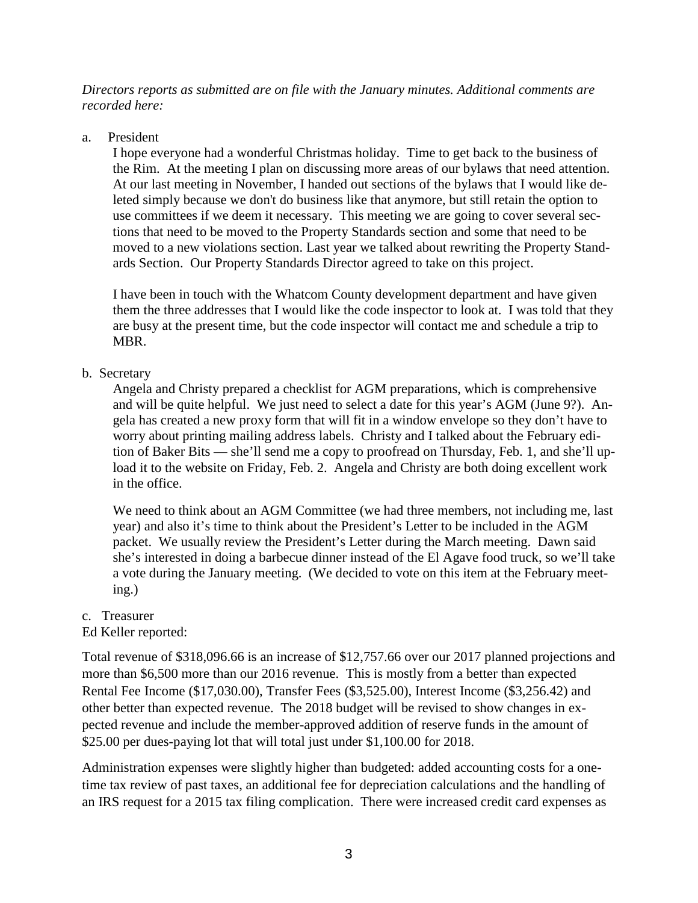*Directors reports as submitted are on file with the January minutes. Additional comments are recorded here:*

a. President

I hope everyone had a wonderful Christmas holiday. Time to get back to the business of the Rim. At the meeting I plan on discussing more areas of our bylaws that need attention. At our last meeting in November, I handed out sections of the bylaws that I would like deleted simply because we don't do business like that anymore, but still retain the option to use committees if we deem it necessary. This meeting we are going to cover several sections that need to be moved to the Property Standards section and some that need to be moved to a new violations section. Last year we talked about rewriting the Property Standards Section. Our Property Standards Director agreed to take on this project.

I have been in touch with the Whatcom County development department and have given them the three addresses that I would like the code inspector to look at. I was told that they are busy at the present time, but the code inspector will contact me and schedule a trip to MBR.

b. Secretary

Angela and Christy prepared a checklist for AGM preparations, which is comprehensive and will be quite helpful. We just need to select a date for this year's AGM (June 9?). Angela has created a new proxy form that will fit in a window envelope so they don't have to worry about printing mailing address labels. Christy and I talked about the February edition of Baker Bits — she'll send me a copy to proofread on Thursday, Feb. 1, and she'll upload it to the website on Friday, Feb. 2. Angela and Christy are both doing excellent work in the office.

We need to think about an AGM Committee (we had three members, not including me, last year) and also it's time to think about the President's Letter to be included in the AGM packet. We usually review the President's Letter during the March meeting. Dawn said she's interested in doing a barbecue dinner instead of the El Agave food truck, so we'll take a vote during the January meeting. (We decided to vote on this item at the February meeting.)

c. Treasurer

Ed Keller reported:

Total revenue of $318,096.66 is an increase of $12,757.66 over our 2017 planned projections and more than $6,500 more than our 2016 revenue. This is mostly from a better than expected Rental Fee Income ($17,030.00), Transfer Fees ($3,525.00), Interest Income ($3,256.42) and other better than expected revenue. The 2018 budget will be revised to show changes in expected revenue and include the member-approved addition of reserve funds in the amount of $25.00 per dues-paying lot that will total just under $1,100.00 for 2018.

Administration expenses were slightly higher than budgeted: added accounting costs for a one-time tax review of past taxes, an additional fee for depreciation calculations and the handling of an IRS request for a 2015 tax filing complication. There were increased credit card expenses as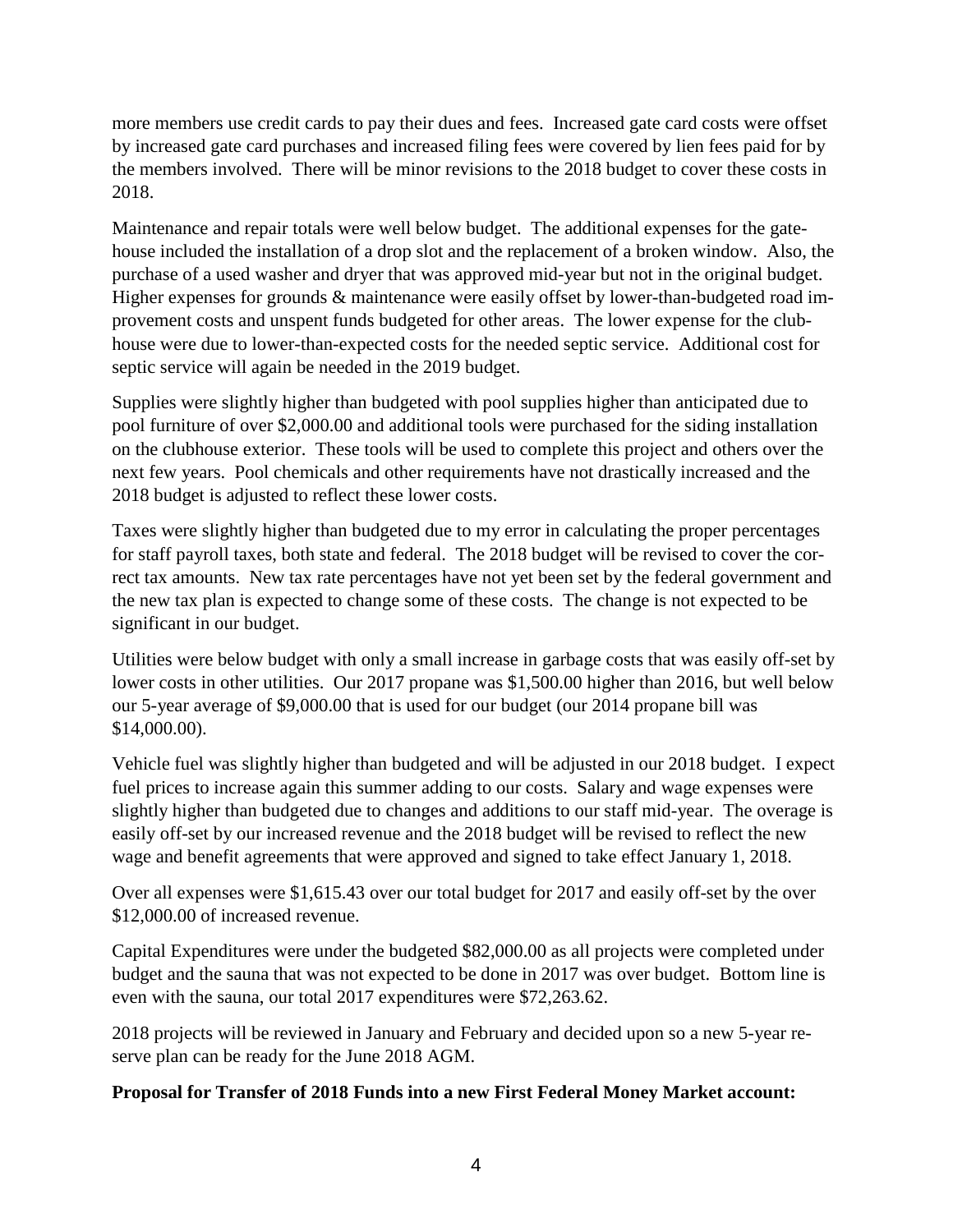more members use credit cards to pay their dues and fees. Increased gate card costs were offset by increased gate card purchases and increased filing fees were covered by lien fees paid for by the members involved. There will be minor revisions to the 2018 budget to cover these costs in 2018.

Maintenance and repair totals were well below budget. The additional expenses for the gatehouse included the installation of a drop slot and the replacement of a broken window. Also, the purchase of a used washer and dryer that was approved mid-year but not in the original budget. Higher expenses for grounds & maintenance were easily offset by lower-than-budgeted road improvement costs and unspent funds budgeted for other areas. The lower expense for the clubhouse were due to lower-than-expected costs for the needed septic service. Additional cost for septic service will again be needed in the 2019 budget.

Supplies were slightly higher than budgeted with pool supplies higher than anticipated due to pool furniture of over $2,000.00 and additional tools were purchased for the siding installation on the clubhouse exterior. These tools will be used to complete this project and others over the next few years. Pool chemicals and other requirements have not drastically increased and the 2018 budget is adjusted to reflect these lower costs.

Taxes were slightly higher than budgeted due to my error in calculating the proper percentages for staff payroll taxes, both state and federal. The 2018 budget will be revised to cover the correct tax amounts. New tax rate percentages have not yet been set by the federal government and the new tax plan is expected to change some of these costs. The change is not expected to be significant in our budget.

Utilities were below budget with only a small increase in garbage costs that was easily off-set by lower costs in other utilities. Our 2017 propane was $1,500.00 higher than 2016, but well below our 5-year average of $9,000.00 that is used for our budget (our 2014 propane bill was $14,000.00).

Vehicle fuel was slightly higher than budgeted and will be adjusted in our 2018 budget. I expect fuel prices to increase again this summer adding to our costs. Salary and wage expenses were slightly higher than budgeted due to changes and additions to our staff mid-year. The overage is easily off-set by our increased revenue and the 2018 budget will be revised to reflect the new wage and benefit agreements that were approved and signed to take effect January 1, 2018.

Over all expenses were $1,615.43 over our total budget for 2017 and easily off-set by the over $12,000.00 of increased revenue.

Capital Expenditures were under the budgeted $82,000.00 as all projects were completed under budget and the sauna that was not expected to be done in 2017 was over budget. Bottom line is even with the sauna, our total 2017 expenditures were $72,263.62.

2018 projects will be reviewed in January and February and decided upon so a new 5-year reserve plan can be ready for the June 2018 AGM.

**Proposal for Transfer of 2018 Funds into a new First Federal Money Market account:**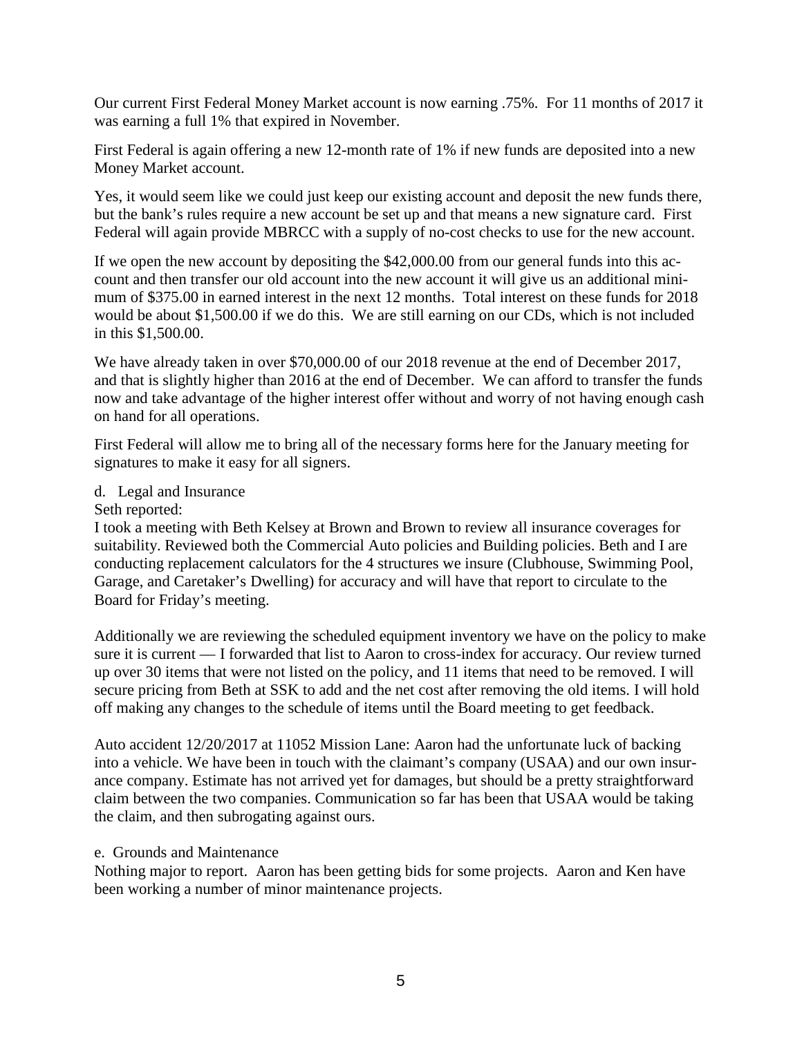Our current First Federal Money Market account is now earning .75%. For 11 months of 2017 it was earning a full 1% that expired in November.

First Federal is again offering a new 12-month rate of 1% if new funds are deposited into a new Money Market account.

Yes, it would seem like we could just keep our existing account and deposit the new funds there, but the bank's rules require a new account be set up and that means a new signature card. First Federal will again provide MBRCC with a supply of no-cost checks to use for the new account.

If we open the new account by depositing the $42,000.00 from our general funds into this account and then transfer our old account into the new account it will give us an additional minimum of $375.00 in earned interest in the next 12 months. Total interest on these funds for 2018 would be about $1,500.00 if we do this. We are still earning on our CDs, which is not included in this $1,500.00.

We have already taken in over $70,000.00 of our 2018 revenue at the end of December 2017, and that is slightly higher than 2016 at the end of December. We can afford to transfer the funds now and take advantage of the higher interest offer without and worry of not having enough cash on hand for all operations.

First Federal will allow me to bring all of the necessary forms here for the January meeting for signatures to make it easy for all signers.

d. Legal and Insurance

Seth reported:

I took a meeting with Beth Kelsey at Brown and Brown to review all insurance coverages for suitability. Reviewed both the Commercial Auto policies and Building policies. Beth and I are conducting replacement calculators for the 4 structures we insure (Clubhouse, Swimming Pool, Garage, and Caretaker's Dwelling) for accuracy and will have that report to circulate to the Board for Friday's meeting.

Additionally we are reviewing the scheduled equipment inventory we have on the policy to make sure it is current — I forwarded that list to Aaron to cross-index for accuracy. Our review turned up over 30 items that were not listed on the policy, and 11 items that need to be removed. I will secure pricing from Beth at SSK to add and the net cost after removing the old items. I will hold off making any changes to the schedule of items until the Board meeting to get feedback.

Auto accident 12/20/2017 at 11052 Mission Lane: Aaron had the unfortunate luck of backing into a vehicle. We have been in touch with the claimant's company (USAA) and our own insurance company. Estimate has not arrived yet for damages, but should be a pretty straightforward claim between the two companies. Communication so far has been that USAA would be taking the claim, and then subrogating against ours.

e. Grounds and Maintenance

Nothing major to report. Aaron has been getting bids for some projects. Aaron and Ken have been working a number of minor maintenance projects.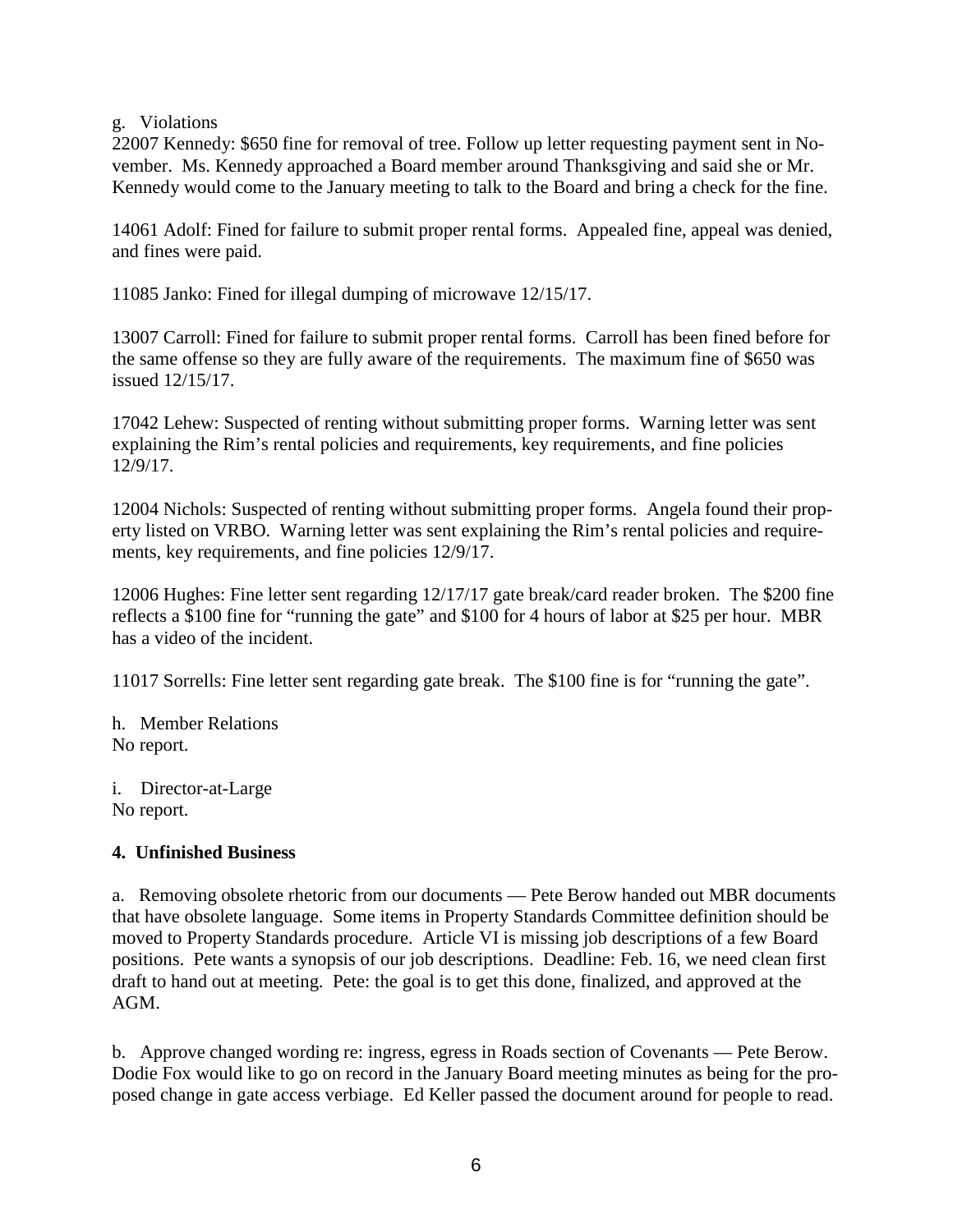g. Violations

22007 Kennedy: $650 fine for removal of tree. Follow up letter requesting payment sent in November. Ms. Kennedy approached a Board member around Thanksgiving and said she or Mr. Kennedy would come to the January meeting to talk to the Board and bring a check for the fine.

14061 Adolf: Fined for failure to submit proper rental forms. Appealed fine, appeal was denied, and fines were paid.

11085 Janko: Fined for illegal dumping of microwave 12/15/17.

13007 Carroll: Fined for failure to submit proper rental forms. Carroll has been fined before for the same offense so they are fully aware of the requirements. The maximum fine of $650 was issued 12/15/17.

17042 Lehew: Suspected of renting without submitting proper forms. Warning letter was sent explaining the Rim's rental policies and requirements, key requirements, and fine policies 12/9/17.

12004 Nichols: Suspected of renting without submitting proper forms. Angela found their property listed on VRBO. Warning letter was sent explaining the Rim's rental policies and requirements, key requirements, and fine policies 12/9/17.

12006 Hughes: Fine letter sent regarding 12/17/17 gate break/card reader broken. The $200 fine reflects a $100 fine for "running the gate" and $100 for 4 hours of labor at $25 per hour. MBR has a video of the incident.

11017 Sorrells: Fine letter sent regarding gate break. The $100 fine is for "running the gate".

h. Member Relations

No report.

i. Director-at-Large

No report.

**4. Unfinished Business**

a. Removing obsolete rhetoric from our documents — Pete Berow handed out MBR documents that have obsolete language. Some items in Property Standards Committee definition should be moved to Property Standards procedure. Article VI is missing job descriptions of a few Board positions. Pete wants a synopsis of our job descriptions. Deadline: Feb. 16, we need clean first draft to hand out at meeting. Pete: the goal is to get this done, finalized, and approved at the AGM.

b. Approve changed wording re: ingress, egress in Roads section of Covenants — Pete Berow. Dodie Fox would like to go on record in the January Board meeting minutes as being for the proposed change in gate access verbiage. Ed Keller passed the document around for people to read.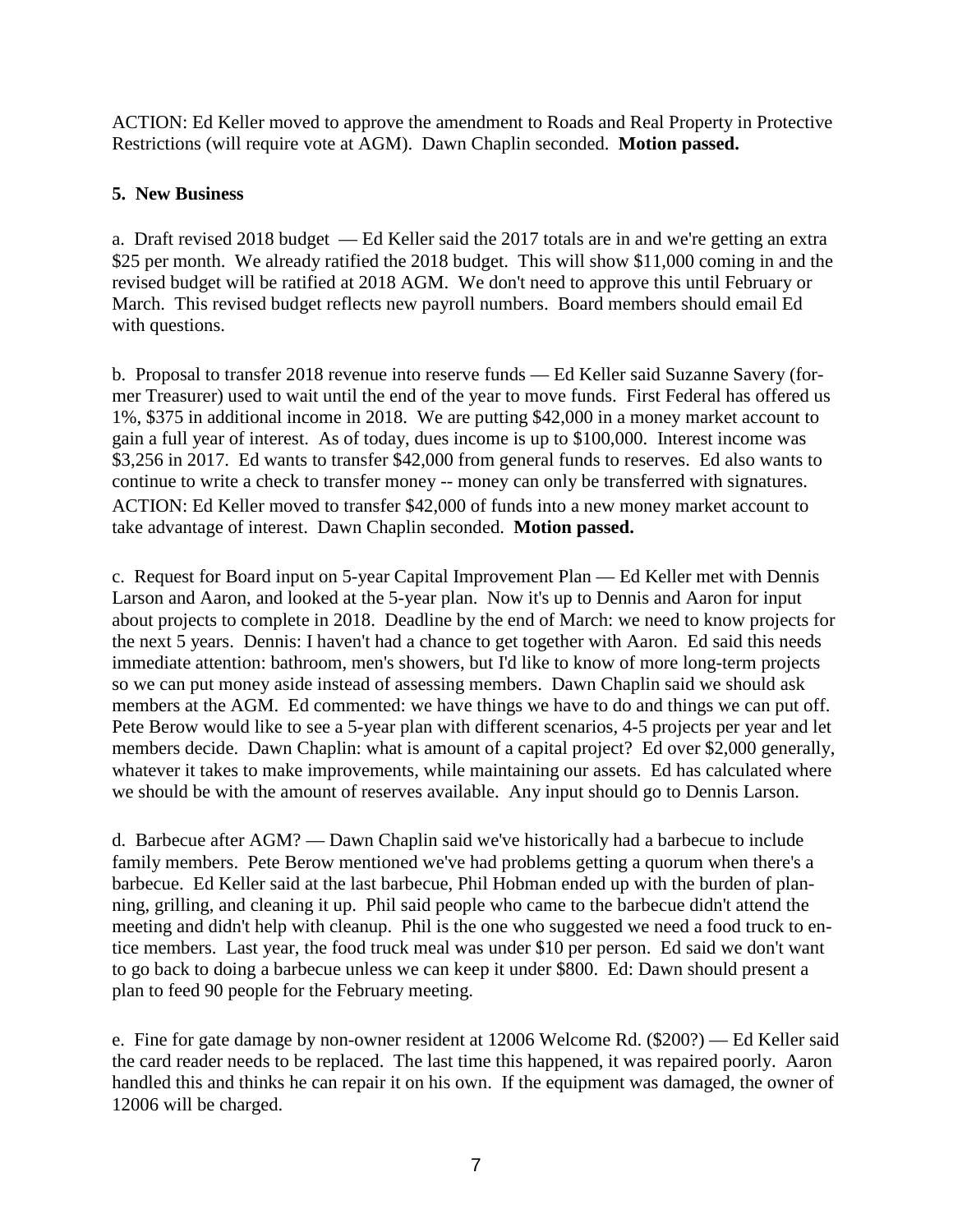ACTION: Ed Keller moved to approve the amendment to Roads and Real Property in Protective Restrictions (will require vote at AGM). Dawn Chaplin seconded. **Motion passed.**

**5. New Business**

a. Draft revised 2018 budget — Ed Keller said the 2017 totals are in and we're getting an extra $25 per month. We already ratified the 2018 budget. This will show $11,000 coming in and the revised budget will be ratified at 2018 AGM. We don't need to approve this until February or March. This revised budget reflects new payroll numbers. Board members should email Ed with questions.

b. Proposal to transfer 2018 revenue into reserve funds — Ed Keller said Suzanne Savery (former Treasurer) used to wait until the end of the year to move funds. First Federal has offered us 1%, $375 in additional income in 2018. We are putting $42,000 in a money market account to gain a full year of interest. As of today, dues income is up to $100,000. Interest income was $3,256 in 2017. Ed wants to transfer $42,000 from general funds to reserves. Ed also wants to continue to write a check to transfer money -- money can only be transferred with signatures.
ACTION: Ed Keller moved to transfer $42,000 of funds into a new money market account to take advantage of interest. Dawn Chaplin seconded. **Motion passed.**

c. Request for Board input on 5-year Capital Improvement Plan — Ed Keller met with Dennis Larson and Aaron, and looked at the 5-year plan. Now it's up to Dennis and Aaron for input about projects to complete in 2018. Deadline by the end of March: we need to know projects for the next 5 years. Dennis: I haven't had a chance to get together with Aaron. Ed said this needs immediate attention: bathroom, men's showers, but I'd like to know of more long-term projects so we can put money aside instead of assessing members. Dawn Chaplin said we should ask members at the AGM. Ed commented: we have things we have to do and things we can put off. Pete Berow would like to see a 5-year plan with different scenarios, 4-5 projects per year and let members decide. Dawn Chaplin: what is amount of a capital project? Ed over $2,000 generally, whatever it takes to make improvements, while maintaining our assets. Ed has calculated where we should be with the amount of reserves available. Any input should go to Dennis Larson.

d. Barbecue after AGM? — Dawn Chaplin said we've historically had a barbecue to include family members. Pete Berow mentioned we've had problems getting a quorum when there's a barbecue. Ed Keller said at the last barbecue, Phil Hobman ended up with the burden of planning, grilling, and cleaning it up. Phil said people who came to the barbecue didn't attend the meeting and didn't help with cleanup. Phil is the one who suggested we need a food truck to entice members. Last year, the food truck meal was under $10 per person. Ed said we don't want to go back to doing a barbecue unless we can keep it under $800. Ed: Dawn should present a plan to feed 90 people for the February meeting.

e. Fine for gate damage by non-owner resident at 12006 Welcome Rd. ($200?) — Ed Keller said the card reader needs to be replaced. The last time this happened, it was repaired poorly. Aaron handled this and thinks he can repair it on his own. If the equipment was damaged, the owner of 12006 will be charged.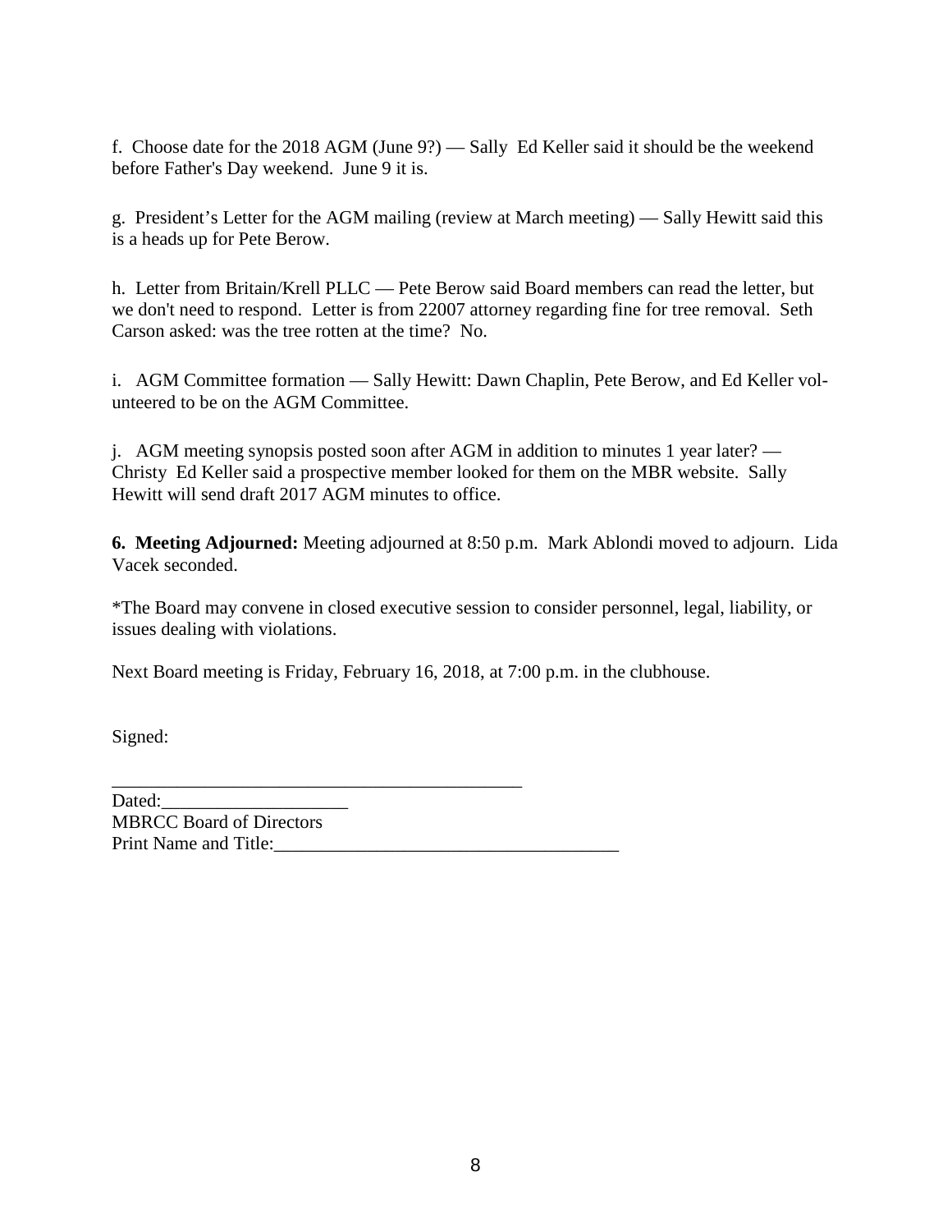f. Choose date for the 2018 AGM (June 9?) — Sally Ed Keller said it should be the weekend before Father's Day weekend. June 9 it is.

g. President's Letter for the AGM mailing (review at March meeting) — Sally Hewitt said this is a heads up for Pete Berow.

h. Letter from Britain/Krell PLLC — Pete Berow said Board members can read the letter, but we don't need to respond. Letter is from 22007 attorney regarding fine for tree removal. Seth Carson asked: was the tree rotten at the time? No.

i. AGM Committee formation — Sally Hewitt: Dawn Chaplin, Pete Berow, and Ed Keller volunteered to be on the AGM Committee.

j. AGM meeting synopsis posted soon after AGM in addition to minutes 1 year later? — Christy Ed Keller said a prospective member looked for them on the MBR website. Sally Hewitt will send draft 2017 AGM minutes to office.

**6. Meeting Adjourned:** Meeting adjourned at 8:50 p.m. Mark Ablondi moved to adjourn. Lida Vacek seconded.

*The Board may convene in closed executive session to consider personnel, legal, liability, or issues dealing with violations.

Next Board meeting is Friday, February 16, 2018, at 7:00 p.m. in the clubhouse.

Signed:

_____________________________________________

Dated:____________________

MBRCC Board of Directors

Print Name and Title:_____________________________________